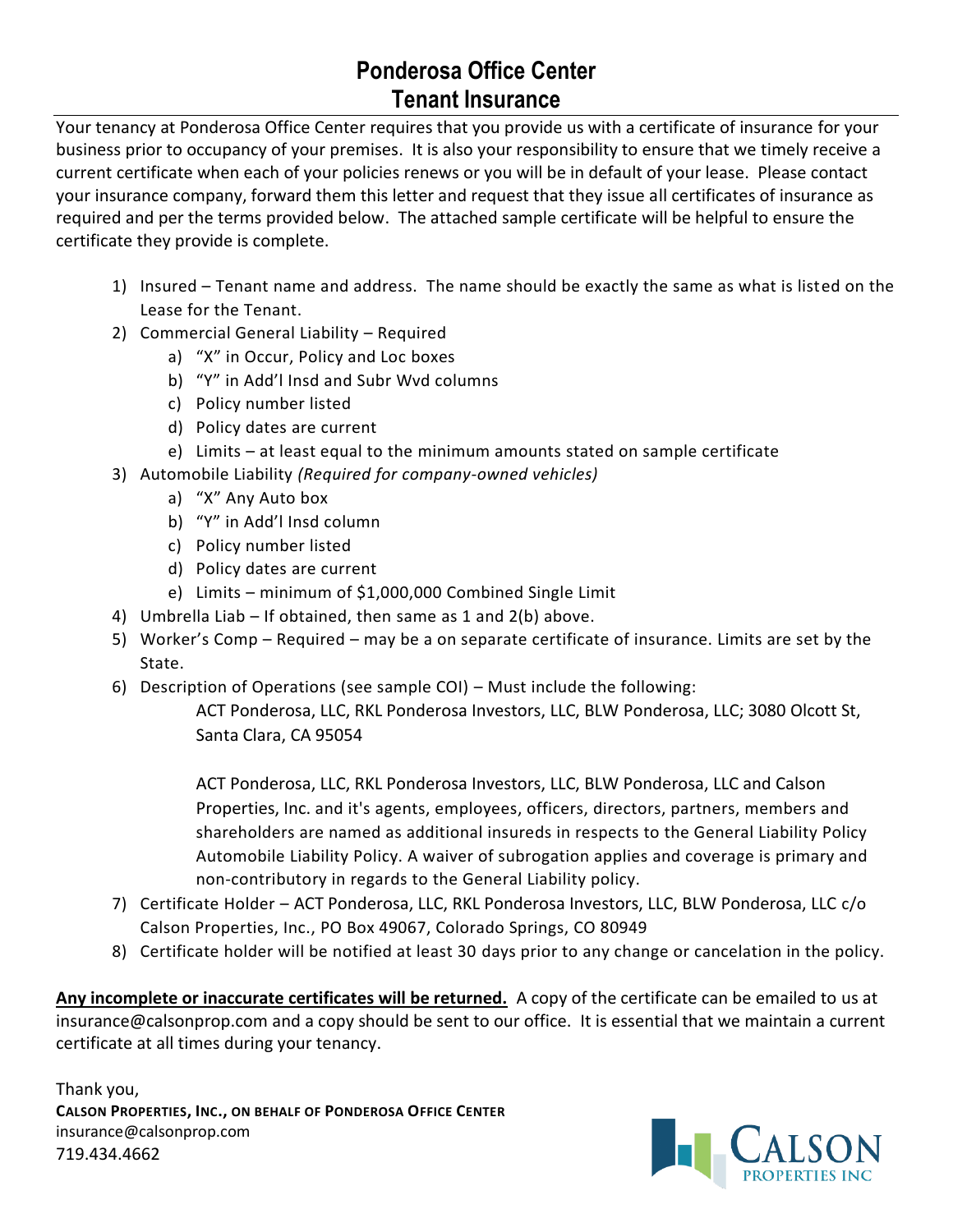# Ponderosa Office Center
# Tenant Insurance

Your tenancy at Ponderosa Office Center requires that you provide us with a certificate of insurance for your business prior to occupancy of your premises. It is also your responsibility to ensure that we timely receive a current certificate when each of your policies renews or you will be in default of your lease. Please contact your insurance company, forward them this letter and request that they issue all certificates of insurance as required and per the terms provided below. The attached sample certificate will be helpful to ensure the certificate they provide is complete.

1) Insured – Tenant name and address. The name should be exactly the same as what is listed on the Lease for the Tenant.
2) Commercial General Liability – Required
   a) "X" in Occur, Policy and Loc boxes
   b) "Y" in Add'l Insd and Subr Wvd columns
   c) Policy number listed
   d) Policy dates are current
   e) Limits – at least equal to the minimum amounts stated on sample certificate
3) Automobile Liability *(Required for company-owned vehicles)*
   a) "X" Any Auto box
   b) "Y" in Add'l Insd column
   c) Policy number listed
   d) Policy dates are current
   e) Limits – minimum of $1,000,000 Combined Single Limit
4) Umbrella Liab – If obtained, then same as 1 and 2(b) above.
5) Worker's Comp – Required – may be a on separate certificate of insurance. Limits are set by the State.
6) Description of Operations (see sample COI) – Must include the following:

   ACT Ponderosa, LLC, RKL Ponderosa Investors, LLC, BLW Ponderosa, LLC; 3080 Olcott St, Santa Clara, CA 95054

   ACT Ponderosa, LLC, RKL Ponderosa Investors, LLC, BLW Ponderosa, LLC and Calson Properties, Inc. and it's agents, employees, officers, directors, partners, members and shareholders are named as additional insureds in respects to the General Liability Policy Automobile Liability Policy. A waiver of subrogation applies and coverage is primary and non-contributory in regards to the General Liability policy.
7) Certificate Holder – ACT Ponderosa, LLC, RKL Ponderosa Investors, LLC, BLW Ponderosa, LLC c/o Calson Properties, Inc., PO Box 49067, Colorado Springs, CO 80949
8) Certificate holder will be notified at least 30 days prior to any change or cancelation in the policy.

**Any incomplete or inaccurate certificates will be returned.** A copy of the certificate can be emailed to us at insurance@calsonprop.com and a copy should be sent to our office. It is essential that we maintain a current certificate at all times during your tenancy.

Thank you,
**CALSON PROPERTIES, INC., ON BEHALF OF PONDEROSA OFFICE CENTER**
insurance@calsonprop.com
719.434.4662

CALSON PROPERTIES INC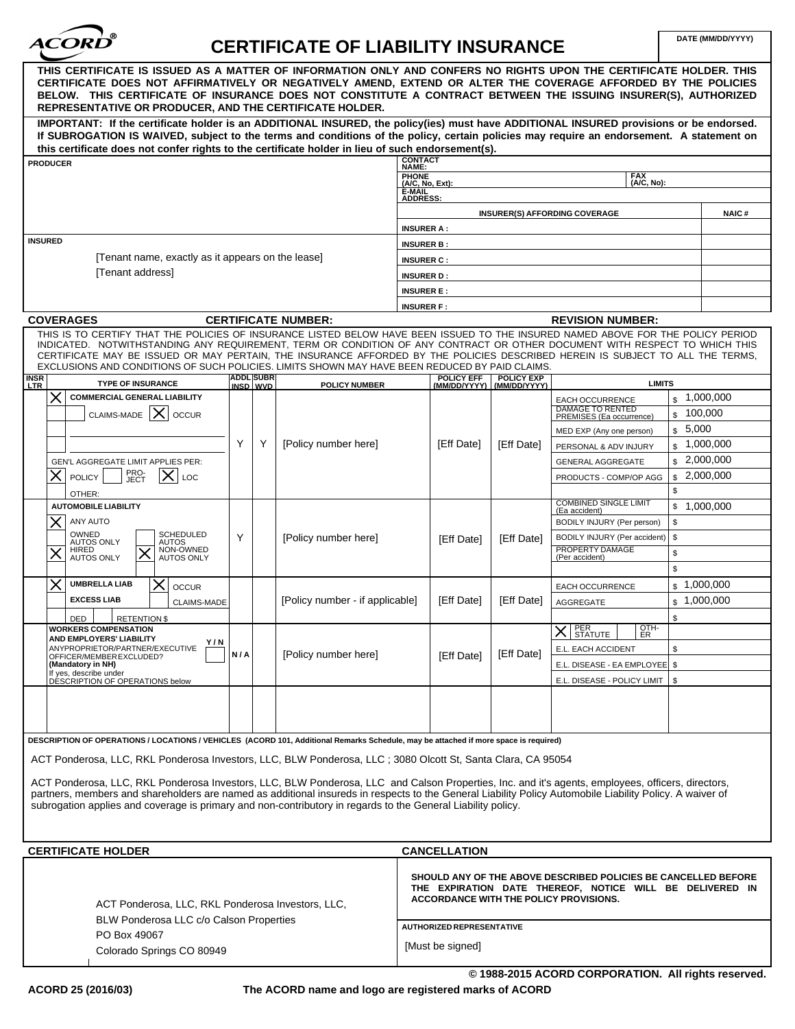ACORD®

# CERTIFICATE OF LIABILITY INSURANCE

DATE (MM/DD/YYYY)

**THIS CERTIFICATE IS ISSUED AS A MATTER OF INFORMATION ONLY AND CONFERS NO RIGHTS UPON THE CERTIFICATE HOLDER. THIS CERTIFICATE DOES NOT AFFIRMATIVELY OR NEGATIVELY AMEND, EXTEND OR ALTER THE COVERAGE AFFORDED BY THE POLICIES BELOW. THIS CERTIFICATE OF INSURANCE DOES NOT CONSTITUTE A CONTRACT BETWEEN THE ISSUING INSURER(S), AUTHORIZED REPRESENTATIVE OR PRODUCER, AND THE CERTIFICATE HOLDER.**

**IMPORTANT: If the certificate holder is an ADDITIONAL INSURED, the policy(ies) must have ADDITIONAL INSURED provisions or be endorsed. If SUBROGATION IS WAIVED, subject to the terms and conditions of the policy, certain policies may require an endorsement. A statement on this certificate does not confer rights to the certificate holder in lieu of such endorsement(s).**

| | | |
|---|---|---|
| **PRODUCER** | CONTACT NAME: | |
| | PHONE (A/C, No, Ext): | FAX (A/C, No): |
| | E-MAIL ADDRESS: | |
| | **INSURER(S) AFFORDING COVERAGE** | **NAIC #** |
| | INSURER A : | |
| **INSURED** | INSURER B : | |
| [Tenant name, exactly as it appears on the lease] | INSURER C : | |
| [Tenant address] | INSURER D : | |
| | INSURER E : | |
| | INSURER F : | |

**COVERAGES** **CERTIFICATE NUMBER:** **REVISION NUMBER:**

THIS IS TO CERTIFY THAT THE POLICIES OF INSURANCE LISTED BELOW HAVE BEEN ISSUED TO THE INSURED NAMED ABOVE FOR THE POLICY PERIOD INDICATED. NOTWITHSTANDING ANY REQUIREMENT, TERM OR CONDITION OF ANY CONTRACT OR OTHER DOCUMENT WITH RESPECT TO WHICH THIS CERTIFICATE MAY BE ISSUED OR MAY PERTAIN, THE INSURANCE AFFORDED BY THE POLICIES DESCRIBED HEREIN IS SUBJECT TO ALL THE TERMS, EXCLUSIONS AND CONDITIONS OF SUCH POLICIES. LIMITS SHOWN MAY HAVE BEEN REDUCED BY PAID CLAIMS.

| INSR LTR | TYPE OF INSURANCE | ADDL INSD | SUBR WVD | POLICY NUMBER | POLICY EFF (MM/DD/YYYY) | POLICY EXP (MM/DD/YYYY) | LIMITS | |
|---|---|---|---|---|---|---|---|---|
| | X COMMERCIAL GENERAL LIABILITY<br>CLAIMS-MADE X OCCUR<br>GEN'L AGGREGATE LIMIT APPLIES PER:<br>X POLICY PRO-JECT X LOC<br>OTHER: | Y | Y | [Policy number here] | [Eff Date] | [Eff Date] | EACH OCCURRENCE | $ 1,000,000 |
| | | | | | | | DAMAGE TO RENTED PREMISES (Ea occurrence) | $ 100,000 |
| | | | | | | | MED EXP (Any one person) | $ 5,000 |
| | | | | | | | PERSONAL & ADV INJURY | $ 1,000,000 |
| | | | | | | | GENERAL AGGREGATE | $ 2,000,000 |
| | | | | | | | PRODUCTS - COMP/OP AGG | $ 2,000,000 |
| | | | | | | | | $ |
| | AUTOMOBILE LIABILITY<br>X ANY AUTO<br>OWNED AUTOS ONLY SCHEDULED AUTOS<br>X HIRED AUTOS ONLY X NON-OWNED AUTOS ONLY | Y | | [Policy number here] | [Eff Date] | [Eff Date] | COMBINED SINGLE LIMIT (Ea accident) | $ 1,000,000 |
| | | | | | | | BODILY INJURY (Per person) | $ |
| | | | | | | | BODILY INJURY (Per accident) | $ |
| | | | | | | | PROPERTY DAMAGE (Per accident) | $ |
| | | | | | | | | $ |
| | X UMBRELLA LIAB X OCCUR<br>EXCESS LIAB CLAIMS-MADE<br>DED RETENTION $ | | | [Policy number - if applicable] | [Eff Date] | [Eff Date] | EACH OCCURRENCE | $ 1,000,000 |
| | | | | | | | AGGREGATE | $ 1,000,000 |
| | | | | | | | | $ |
| | WORKERS COMPENSATION AND EMPLOYERS' LIABILITY Y/N<br>ANYPROPRIETOR/PARTNER/EXECUTIVE OFFICER/MEMBER EXCLUDED? (Mandatory in NH)<br>If yes, describe under DESCRIPTION OF OPERATIONS below | N/A | | [Policy number here] | [Eff Date] | [Eff Date] | X PER STATUTE OTH-ER | |
| | | | | | | | E.L. EACH ACCIDENT | $ |
| | | | | | | | E.L. DISEASE - EA EMPLOYEE | $ |
| | | | | | | | E.L. DISEASE - POLICY LIMIT | $ |

**DESCRIPTION OF OPERATIONS / LOCATIONS / VEHICLES (ACORD 101, Additional Remarks Schedule, may be attached if more space is required)**

ACT Ponderosa, LLC, RKL Ponderosa Investors, LLC, BLW Ponderosa, LLC ; 3080 Olcott St, Santa Clara, CA 95054

ACT Ponderosa, LLC, RKL Ponderosa Investors, LLC, BLW Ponderosa, LLC and Calson Properties, Inc. and it's agents, employees, officers, directors, partners, members and shareholders are named as additional insureds in respects to the General Liability Policy Automobile Liability Policy. A waiver of subrogation applies and coverage is primary and non-contributory in regards to the General Liability policy.

| **CERTIFICATE HOLDER** | **CANCELLATION** |
|---|---|
| ACT Ponderosa, LLC, RKL Ponderosa Investors, LLC,<br>BLW Ponderosa LLC c/o Calson Properties<br>PO Box 49067<br>Colorado Springs CO 80949 | **SHOULD ANY OF THE ABOVE DESCRIBED POLICIES BE CANCELLED BEFORE THE EXPIRATION DATE THEREOF, NOTICE WILL BE DELIVERED IN ACCORDANCE WITH THE POLICY PROVISIONS.** |
| | **AUTHORIZED REPRESENTATIVE**<br>[Must be signed] |

© 1988-2015 ACORD CORPORATION. All rights reserved.

ACORD 25 (2016/03) The ACORD name and logo are registered marks of ACORD